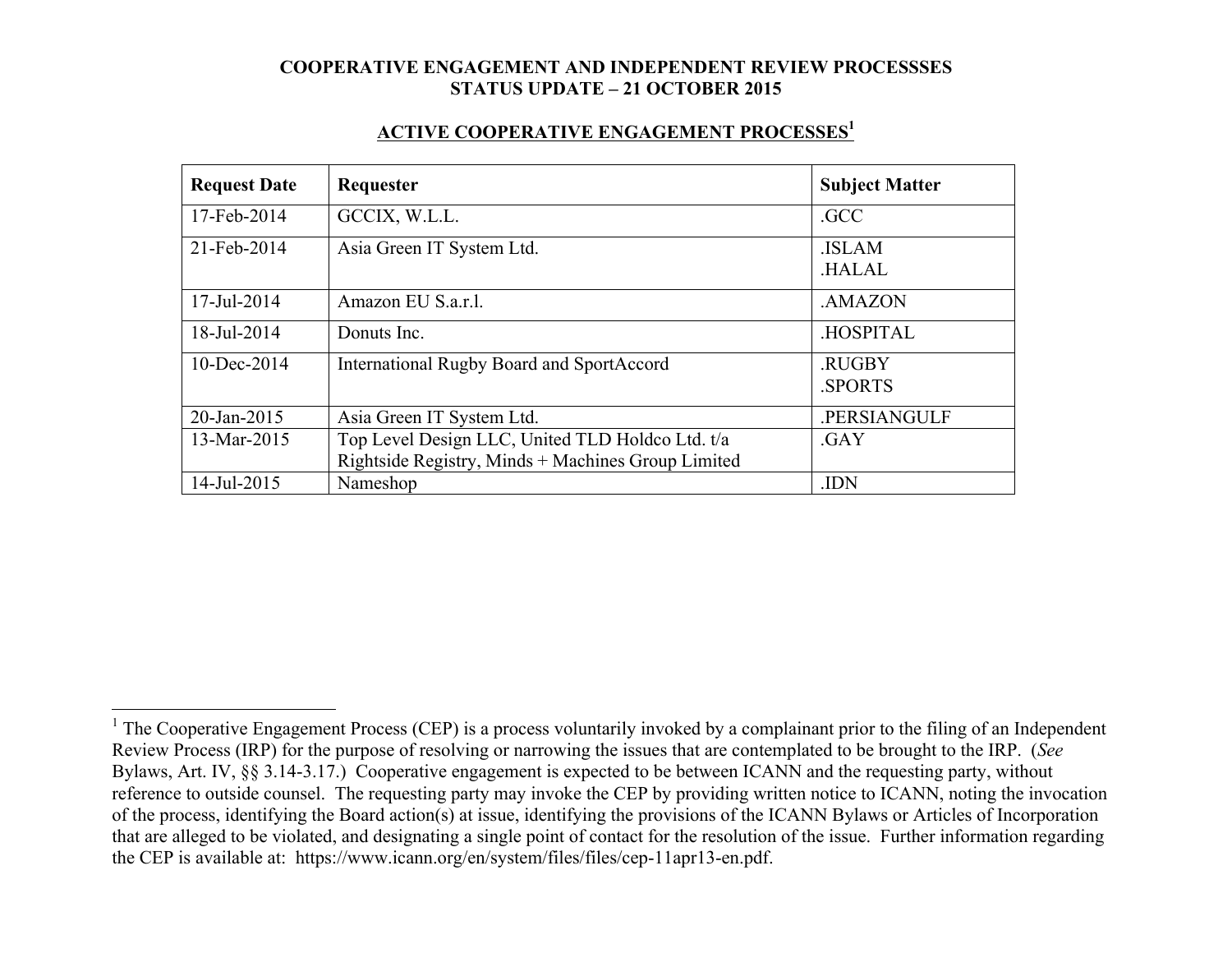# COOPERATIVE ENGAGEMENT AND INDEPENDENT REVIEW PROCESSSES
# STATUS UPDATE – 21 OCTOBER 2015

## ACTIVE COOPERATIVE ENGAGEMENT PROCESSES[1]

| Request Date | Requester | Subject Matter |
|---|---|---|
| 17-Feb-2014 | GCCIX, W.L.L. | .GCC |
| 21-Feb-2014 | Asia Green IT System Ltd. | .ISLAM<br>.HALAL |
| 17-Jul-2014 | Amazon EU S.a.r.l. | .AMAZON |
| 18-Jul-2014 | Donuts Inc. | .HOSPITAL |
| 10-Dec-2014 | International Rugby Board and SportAccord | .RUGBY<br>.SPORTS |
| 20-Jan-2015 | Asia Green IT System Ltd. | .PERSIANGULF |
| 13-Mar-2015 | Top Level Design LLC, United TLD Holdco Ltd. t/a Rightside Registry, Minds + Machines Group Limited | .GAY |
| 14-Jul-2015 | Nameshop | .IDN |

[1] The Cooperative Engagement Process (CEP) is a process voluntarily invoked by a complainant prior to the filing of an Independent Review Process (IRP) for the purpose of resolving or narrowing the issues that are contemplated to be brought to the IRP. (*See* Bylaws, Art. IV, §§ 3.14-3.17.) Cooperative engagement is expected to be between ICANN and the requesting party, without reference to outside counsel. The requesting party may invoke the CEP by providing written notice to ICANN, noting the invocation of the process, identifying the Board action(s) at issue, identifying the provisions of the ICANN Bylaws or Articles of Incorporation that are alleged to be violated, and designating a single point of contact for the resolution of the issue. Further information regarding the CEP is available at: https://www.icann.org/en/system/files/files/cep-11apr13-en.pdf.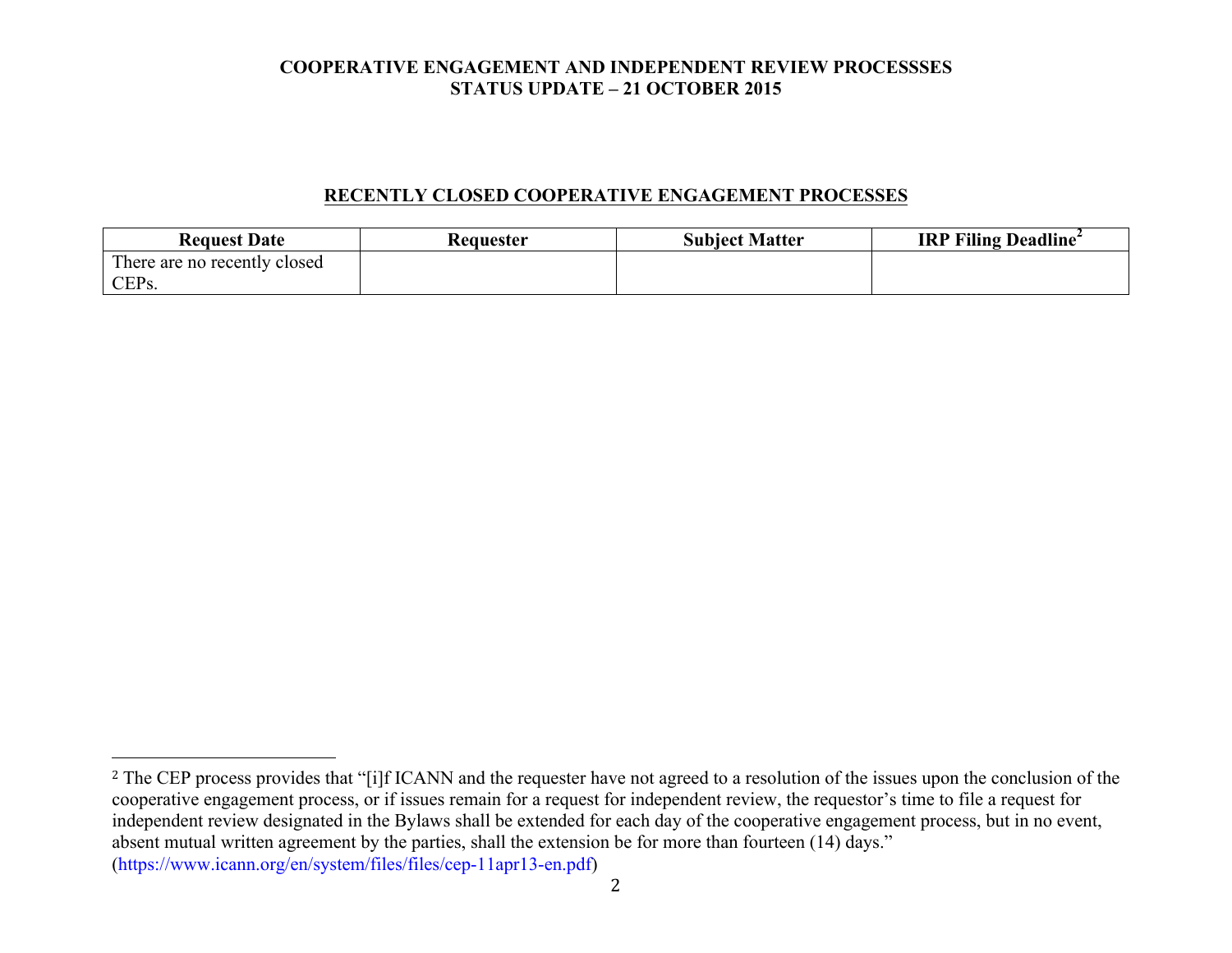# COOPERATIVE ENGAGEMENT AND INDEPENDENT REVIEW PROCESSSES
# STATUS UPDATE – 21 OCTOBER 2015

## RECENTLY CLOSED COOPERATIVE ENGAGEMENT PROCESSES

| Request Date | Requester | Subject Matter | IRP Filing Deadline[2] |
|---|---|---|---|
| There are no recently closed CEPs. | | | |

[2] The CEP process provides that "[i]f ICANN and the requester have not agreed to a resolution of the issues upon the conclusion of the cooperative engagement process, or if issues remain for a request for independent review, the requestor's time to file a request for independent review designated in the Bylaws shall be extended for each day of the cooperative engagement process, but in no event, absent mutual written agreement by the parties, shall the extension be for more than fourteen (14) days." (https://www.icann.org/en/system/files/files/cep-11apr13-en.pdf)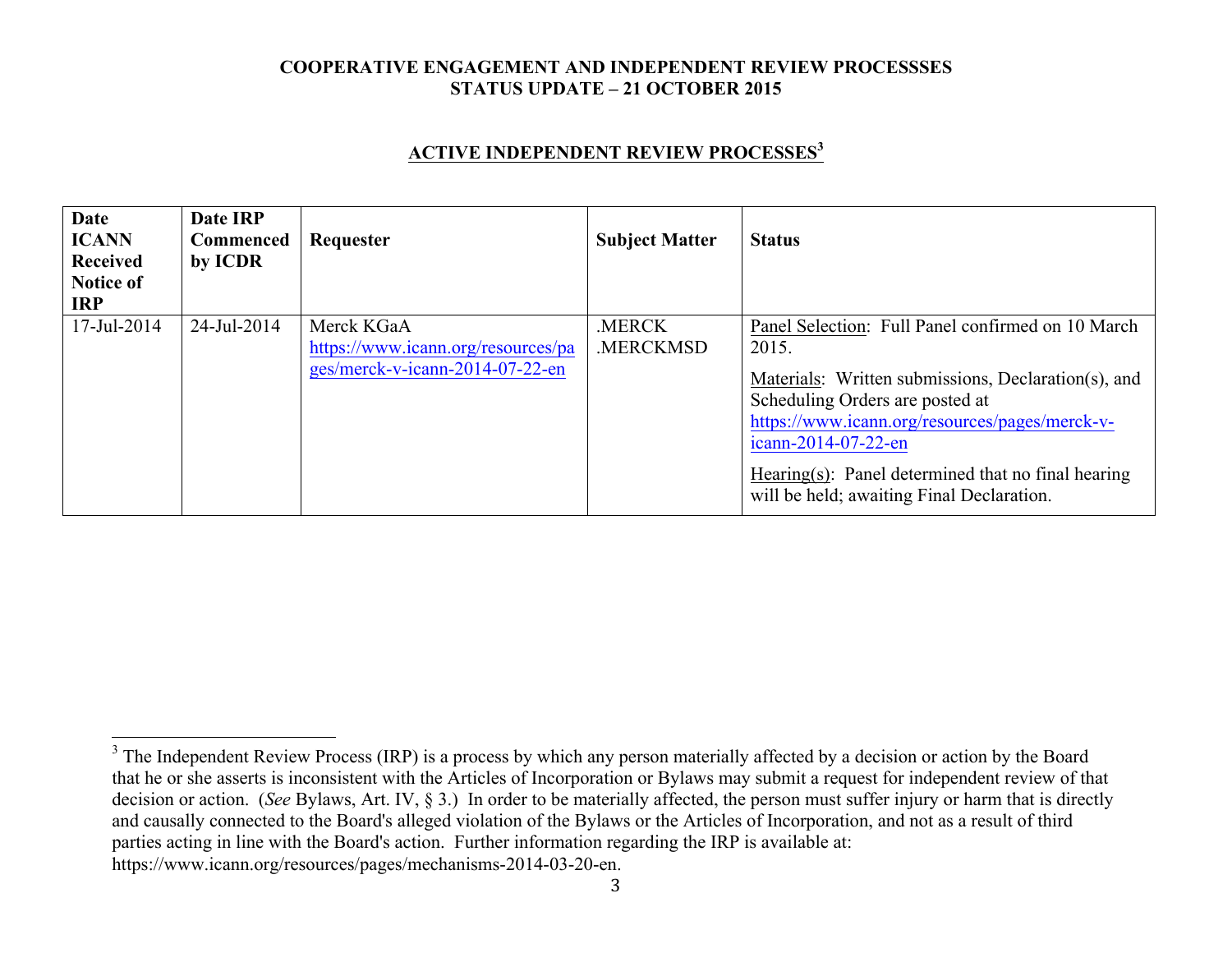**COOPERATIVE ENGAGEMENT AND INDEPENDENT REVIEW PROCESSSES**
**STATUS UPDATE – 21 OCTOBER 2015**

## ACTIVE INDEPENDENT REVIEW PROCESSES[3]

| Date ICANN Received Notice of IRP | Date IRP Commenced by ICDR | Requester | Subject Matter | Status |
|---|---|---|---|---|
| 17-Jul-2014 | 24-Jul-2014 | Merck KGaA https://www.icann.org/resources/pages/merck-v-icann-2014-07-22-en | .MERCK .MERCKMSD | Panel Selection: Full Panel confirmed on 10 March 2015. Materials: Written submissions, Declaration(s), and Scheduling Orders are posted at https://www.icann.org/resources/pages/merck-v-icann-2014-07-22-en Hearing(s): Panel determined that no final hearing will be held; awaiting Final Declaration. |

[3] The Independent Review Process (IRP) is a process by which any person materially affected by a decision or action by the Board that he or she asserts is inconsistent with the Articles of Incorporation or Bylaws may submit a request for independent review of that decision or action. (*See* Bylaws, Art. IV, § 3.) In order to be materially affected, the person must suffer injury or harm that is directly and causally connected to the Board's alleged violation of the Bylaws or the Articles of Incorporation, and not as a result of third parties acting in line with the Board's action. Further information regarding the IRP is available at: https://www.icann.org/resources/pages/mechanisms-2014-03-20-en.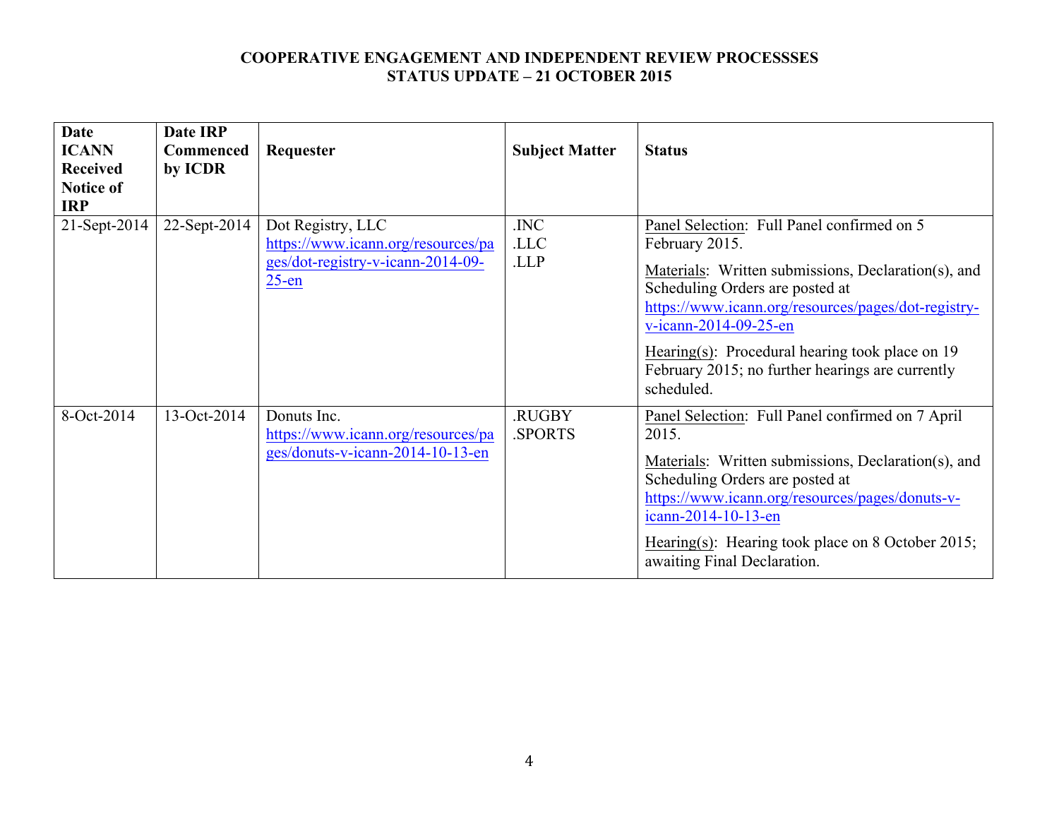# COOPERATIVE ENGAGEMENT AND INDEPENDENT REVIEW PROCESSSES
## STATUS UPDATE – 21 OCTOBER 2015

| Date ICANN Received Notice of IRP | Date IRP Commenced by ICDR | Requester | Subject Matter | Status |
|---|---|---|---|---|
| 21-Sept-2014 | 22-Sept-2014 | Dot Registry, LLC https://www.icann.org/resources/pages/dot-registry-v-icann-2014-09-25-en | .INC<br>.LLC<br>.LLP | Panel Selection: Full Panel confirmed on 5 February 2015.<br>Materials: Written submissions, Declaration(s), and Scheduling Orders are posted at https://www.icann.org/resources/pages/dot-registry-v-icann-2014-09-25-en<br>Hearing(s): Procedural hearing took place on 19 February 2015; no further hearings are currently scheduled. |
| 8-Oct-2014 | 13-Oct-2014 | Donuts Inc. https://www.icann.org/resources/pages/donuts-v-icann-2014-10-13-en | .RUGBY<br>.SPORTS | Panel Selection: Full Panel confirmed on 7 April 2015.<br>Materials: Written submissions, Declaration(s), and Scheduling Orders are posted at https://www.icann.org/resources/pages/donuts-v-icann-2014-10-13-en<br>Hearing(s): Hearing took place on 8 October 2015; awaiting Final Declaration. |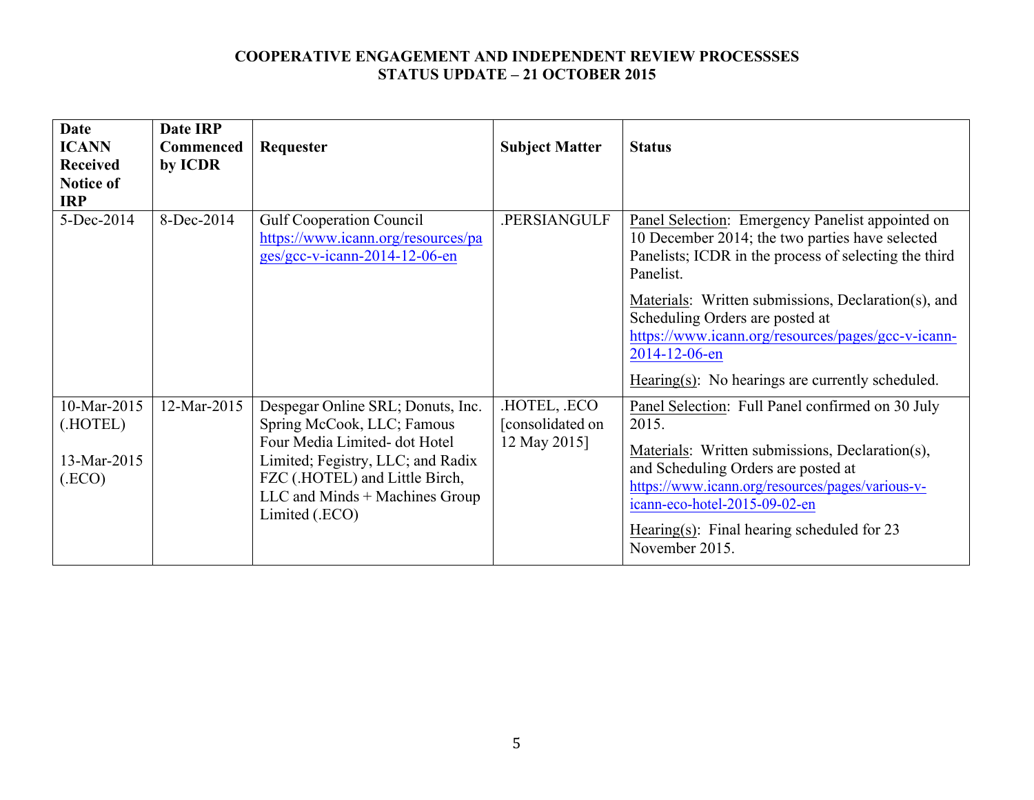**COOPERATIVE ENGAGEMENT AND INDEPENDENT REVIEW PROCESSSES**
**STATUS UPDATE – 21 OCTOBER 2015**

| Date ICANN Received Notice of IRP | Date IRP Commenced by ICDR | Requester | Subject Matter | Status |
|---|---|---|---|---|
| 5-Dec-2014 | 8-Dec-2014 | Gulf Cooperation Council https://www.icann.org/resources/pages/gcc-v-icann-2014-12-06-en | .PERSIANGULF | Panel Selection: Emergency Panelist appointed on 10 December 2014; the two parties have selected Panelists; ICDR in the process of selecting the third Panelist.<br><br>Materials: Written submissions, Declaration(s), and Scheduling Orders are posted at https://www.icann.org/resources/pages/gcc-v-icann-2014-12-06-en<br><br>Hearing(s): No hearings are currently scheduled. |
| 10-Mar-2015 (.HOTEL)<br><br>13-Mar-2015 (.ECO) | 12-Mar-2015 | Despegar Online SRL; Donuts, Inc. Spring McCook, LLC; Famous Four Media Limited- dot Hotel Limited; Fegistry, LLC; and Radix FZC (.HOTEL) and Little Birch, LLC and Minds + Machines Group Limited (.ECO) | .HOTEL, .ECO [consolidated on 12 May 2015] | Panel Selection: Full Panel confirmed on 30 July 2015.<br><br>Materials: Written submissions, Declaration(s), and Scheduling Orders are posted at https://www.icann.org/resources/pages/various-v-icann-eco-hotel-2015-09-02-en<br><br>Hearing(s): Final hearing scheduled for 23 November 2015. |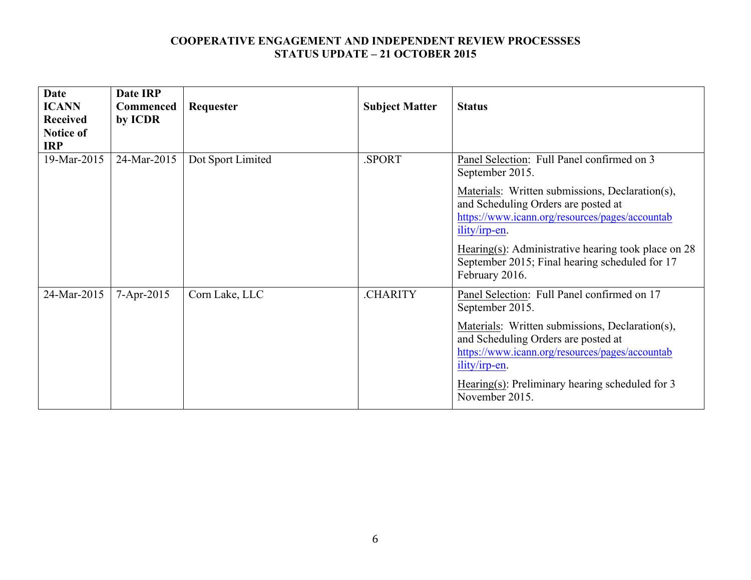**COOPERATIVE ENGAGEMENT AND INDEPENDENT REVIEW PROCESSSES**
**STATUS UPDATE – 21 OCTOBER 2015**

| Date ICANN Received Notice of IRP | Date IRP Commenced by ICDR | Requester | Subject Matter | Status |
|---|---|---|---|---|
| 19-Mar-2015 | 24-Mar-2015 | Dot Sport Limited | .SPORT | Panel Selection: Full Panel confirmed on 3 September 2015.<br><br>Materials: Written submissions, Declaration(s), and Scheduling Orders are posted at https://www.icann.org/resources/pages/accountability/irp-en.<br><br>Hearing(s): Administrative hearing took place on 28 September 2015; Final hearing scheduled for 17 February 2016. |
| 24-Mar-2015 | 7-Apr-2015 | Corn Lake, LLC | .CHARITY | Panel Selection: Full Panel confirmed on 17 September 2015.<br><br>Materials: Written submissions, Declaration(s), and Scheduling Orders are posted at https://www.icann.org/resources/pages/accountability/irp-en.<br><br>Hearing(s): Preliminary hearing scheduled for 3 November 2015. |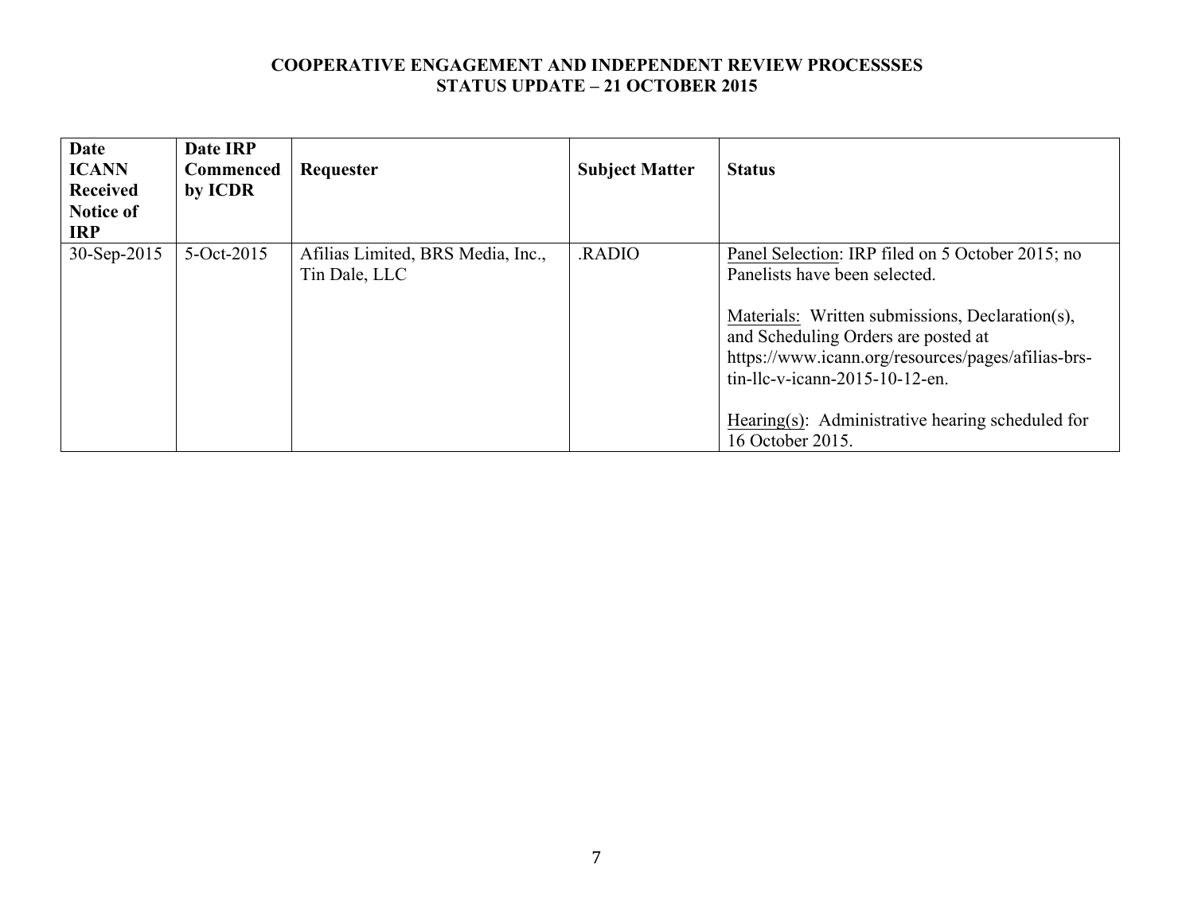**COOPERATIVE ENGAGEMENT AND INDEPENDENT REVIEW PROCESSSES**
**STATUS UPDATE – 21 OCTOBER 2015**

| Date ICANN Received Notice of IRP | Date IRP Commenced by ICDR | Requester | Subject Matter | Status |
|---|---|---|---|---|
| 30-Sep-2015 | 5-Oct-2015 | Afilias Limited, BRS Media, Inc., Tin Dale, LLC | .RADIO | Panel Selection: IRP filed on 5 October 2015; no Panelists have been selected.<br><br>Materials: Written submissions, Declaration(s), and Scheduling Orders are posted at https://www.icann.org/resources/pages/afilias-brs-tin-llc-v-icann-2015-10-12-en.<br><br>Hearing(s): Administrative hearing scheduled for 16 October 2015. |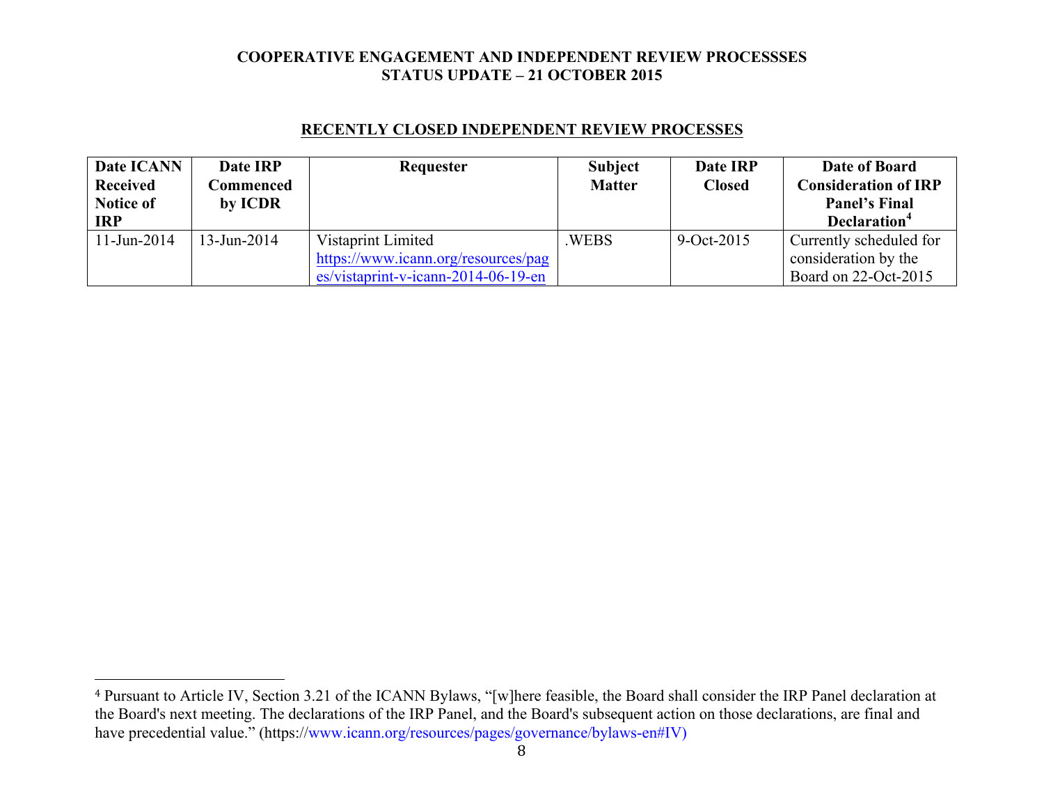**COOPERATIVE ENGAGEMENT AND INDEPENDENT REVIEW PROCESSSES**
**STATUS UPDATE – 21 OCTOBER 2015**

## RECENTLY CLOSED INDEPENDENT REVIEW PROCESSES

| Date ICANN Received Notice of IRP | Date IRP Commenced by ICDR | Requester | Subject Matter | Date IRP Closed | Date of Board Consideration of IRP Panel's Final Declaration[4] |
|---|---|---|---|---|---|
| 11-Jun-2014 | 13-Jun-2014 | Vistaprint Limited https://www.icann.org/resources/pages/vistaprint-v-icann-2014-06-19-en | .WEBS | 9-Oct-2015 | Currently scheduled for consideration by the Board on 22-Oct-2015 |

[4] Pursuant to Article IV, Section 3.21 of the ICANN Bylaws, "[w]here feasible, the Board shall consider the IRP Panel declaration at the Board's next meeting. The declarations of the IRP Panel, and the Board's subsequent action on those declarations, are final and have precedential value." (https://www.icann.org/resources/pages/governance/bylaws-en#IV)